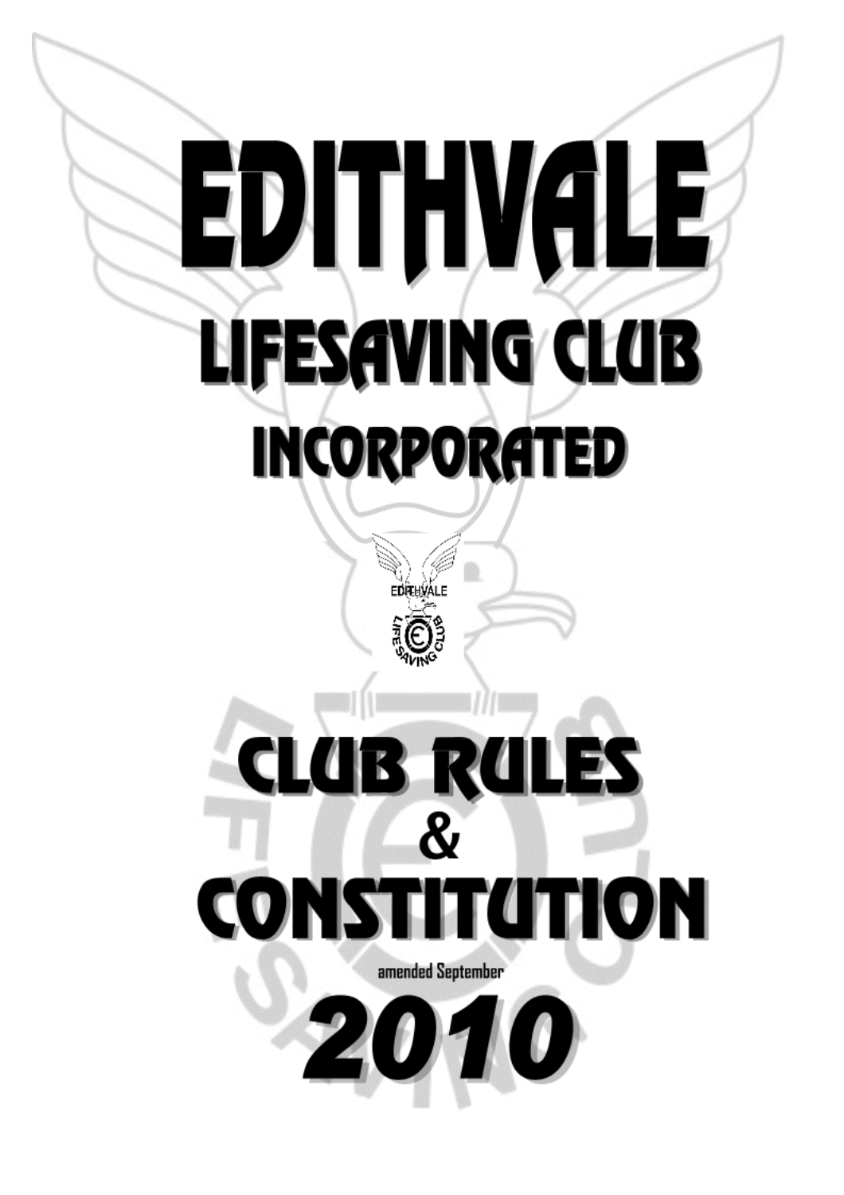# EDITHVALE

# LIFESAVING CLUB

# INCORPORATED

# CLUB RULES & CONSTITUTION

amended September

**2010**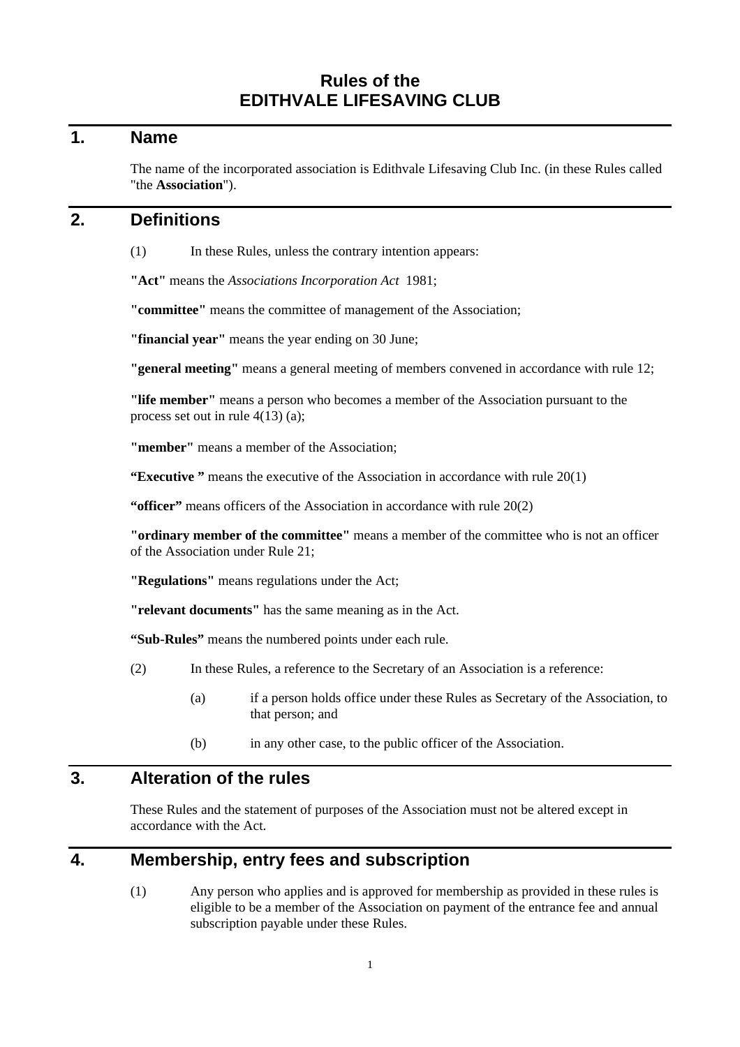# Rules of the
# EDITHVALE LIFESAVING CLUB

## 1. Name

The name of the incorporated association is Edithvale Lifesaving Club Inc. (in these Rules called "the **Association**").

## 2. Definitions

(1) In these Rules, unless the contrary intention appears:

**"Act"** means the *Associations Incorporation Act* 1981;

**"committee"** means the committee of management of the Association;

**"financial year"** means the year ending on 30 June;

**"general meeting"** means a general meeting of members convened in accordance with rule 12;

**"life member"** means a person who becomes a member of the Association pursuant to the process set out in rule 4(13) (a);

**"member"** means a member of the Association;

**"Executive "** means the executive of the Association in accordance with rule 20(1)

**"officer"** means officers of the Association in accordance with rule 20(2)

**"ordinary member of the committee"** means a member of the committee who is not an officer of the Association under Rule 21;

**"Regulations"** means regulations under the Act;

**"relevant documents"** has the same meaning as in the Act.

**"Sub-Rules"** means the numbered points under each rule.

(2) In these Rules, a reference to the Secretary of an Association is a reference:

(a) if a person holds office under these Rules as Secretary of the Association, to that person; and

(b) in any other case, to the public officer of the Association.

## 3. Alteration of the rules

These Rules and the statement of purposes of the Association must not be altered except in accordance with the Act.

## 4. Membership, entry fees and subscription

(1) Any person who applies and is approved for membership as provided in these rules is eligible to be a member of the Association on payment of the entrance fee and annual subscription payable under these Rules.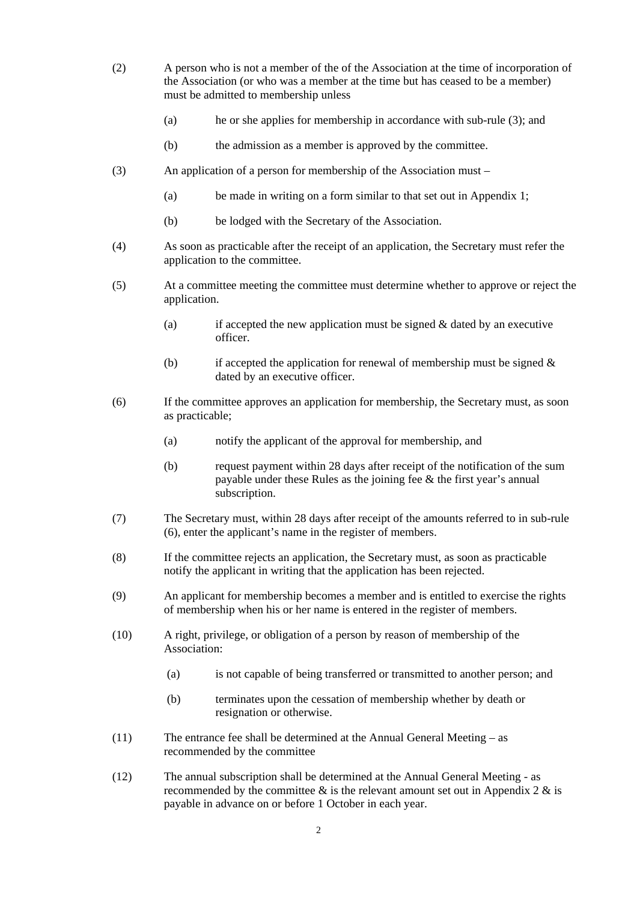(2) A person who is not a member of the of the Association at the time of incorporation of the Association (or who was a member at the time but has ceased to be a member) must be admitted to membership unless

   (a) he or she applies for membership in accordance with sub-rule (3); and

   (b) the admission as a member is approved by the committee.

(3) An application of a person for membership of the Association must –

   (a) be made in writing on a form similar to that set out in Appendix 1;

   (b) be lodged with the Secretary of the Association.

(4) As soon as practicable after the receipt of an application, the Secretary must refer the application to the committee.

(5) At a committee meeting the committee must determine whether to approve or reject the application.

   (a) if accepted the new application must be signed & dated by an executive officer.

   (b) if accepted the application for renewal of membership must be signed & dated by an executive officer.

(6) If the committee approves an application for membership, the Secretary must, as soon as practicable;

   (a) notify the applicant of the approval for membership, and

   (b) request payment within 28 days after receipt of the notification of the sum payable under these Rules as the joining fee & the first year's annual subscription.

(7) The Secretary must, within 28 days after receipt of the amounts referred to in sub-rule (6), enter the applicant's name in the register of members.

(8) If the committee rejects an application, the Secretary must, as soon as practicable notify the applicant in writing that the application has been rejected.

(9) An applicant for membership becomes a member and is entitled to exercise the rights of membership when his or her name is entered in the register of members.

(10) A right, privilege, or obligation of a person by reason of membership of the Association:

   (a) is not capable of being transferred or transmitted to another person; and

   (b) terminates upon the cessation of membership whether by death or resignation or otherwise.

(11) The entrance fee shall be determined at the Annual General Meeting – as recommended by the committee

(12) The annual subscription shall be determined at the Annual General Meeting - as recommended by the committee & is the relevant amount set out in Appendix 2 & is payable in advance on or before 1 October in each year.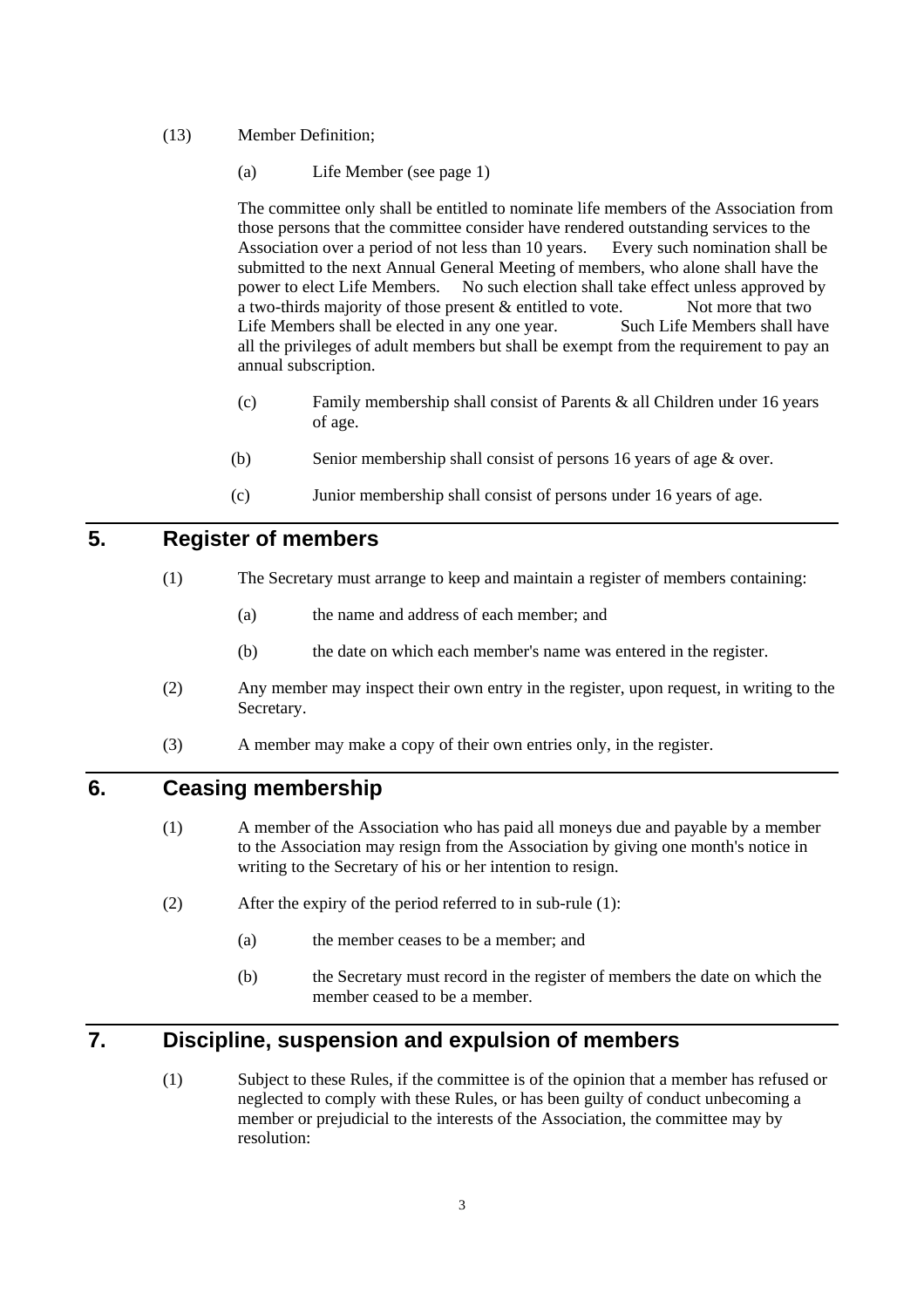(13) Member Definition;

(a) Life Member (see page 1)

The committee only shall be entitled to nominate life members of the Association from those persons that the committee consider have rendered outstanding services to the Association over a period of not less than 10 years. Every such nomination shall be submitted to the next Annual General Meeting of members, who alone shall have the power to elect Life Members. No such election shall take effect unless approved by a two-thirds majority of those present & entitled to vote. Not more that two Life Members shall be elected in any one year. Such Life Members shall have all the privileges of adult members but shall be exempt from the requirement to pay an annual subscription.

(c) Family membership shall consist of Parents & all Children under 16 years of age.

(b) Senior membership shall consist of persons 16 years of age & over.

(c) Junior membership shall consist of persons under 16 years of age.

## 5. Register of members

(1) The Secretary must arrange to keep and maintain a register of members containing:

(a) the name and address of each member; and

(b) the date on which each member's name was entered in the register.

(2) Any member may inspect their own entry in the register, upon request, in writing to the Secretary.

(3) A member may make a copy of their own entries only, in the register.

## 6. Ceasing membership

(1) A member of the Association who has paid all moneys due and payable by a member to the Association may resign from the Association by giving one month's notice in writing to the Secretary of his or her intention to resign.

(2) After the expiry of the period referred to in sub-rule (1):

(a) the member ceases to be a member; and

(b) the Secretary must record in the register of members the date on which the member ceased to be a member.

## 7. Discipline, suspension and expulsion of members

(1) Subject to these Rules, if the committee is of the opinion that a member has refused or neglected to comply with these Rules, or has been guilty of conduct unbecoming a member or prejudicial to the interests of the Association, the committee may by resolution: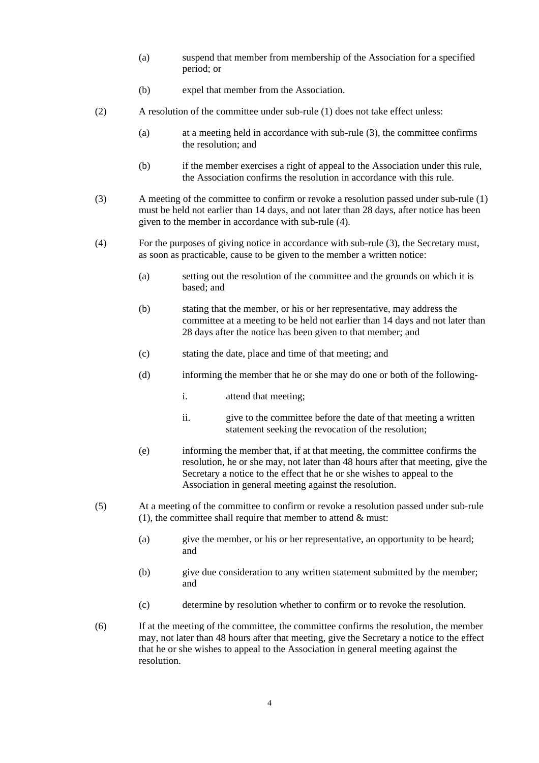(a) suspend that member from membership of the Association for a specified period; or

(b) expel that member from the Association.

(2) A resolution of the committee under sub-rule (1) does not take effect unless:

(a) at a meeting held in accordance with sub-rule (3), the committee confirms the resolution; and

(b) if the member exercises a right of appeal to the Association under this rule, the Association confirms the resolution in accordance with this rule.

(3) A meeting of the committee to confirm or revoke a resolution passed under sub-rule (1) must be held not earlier than 14 days, and not later than 28 days, after notice has been given to the member in accordance with sub-rule (4).

(4) For the purposes of giving notice in accordance with sub-rule (3), the Secretary must, as soon as practicable, cause to be given to the member a written notice:

(a) setting out the resolution of the committee and the grounds on which it is based; and

(b) stating that the member, or his or her representative, may address the committee at a meeting to be held not earlier than 14 days and not later than 28 days after the notice has been given to that member; and

(c) stating the date, place and time of that meeting; and

(d) informing the member that he or she may do one or both of the following-

i. attend that meeting;

ii. give to the committee before the date of that meeting a written statement seeking the revocation of the resolution;

(e) informing the member that, if at that meeting, the committee confirms the resolution, he or she may, not later than 48 hours after that meeting, give the Secretary a notice to the effect that he or she wishes to appeal to the Association in general meeting against the resolution.

(5) At a meeting of the committee to confirm or revoke a resolution passed under sub-rule (1), the committee shall require that member to attend & must:

(a) give the member, or his or her representative, an opportunity to be heard; and

(b) give due consideration to any written statement submitted by the member; and

(c) determine by resolution whether to confirm or to revoke the resolution.

(6) If at the meeting of the committee, the committee confirms the resolution, the member may, not later than 48 hours after that meeting, give the Secretary a notice to the effect that he or she wishes to appeal to the Association in general meeting against the resolution.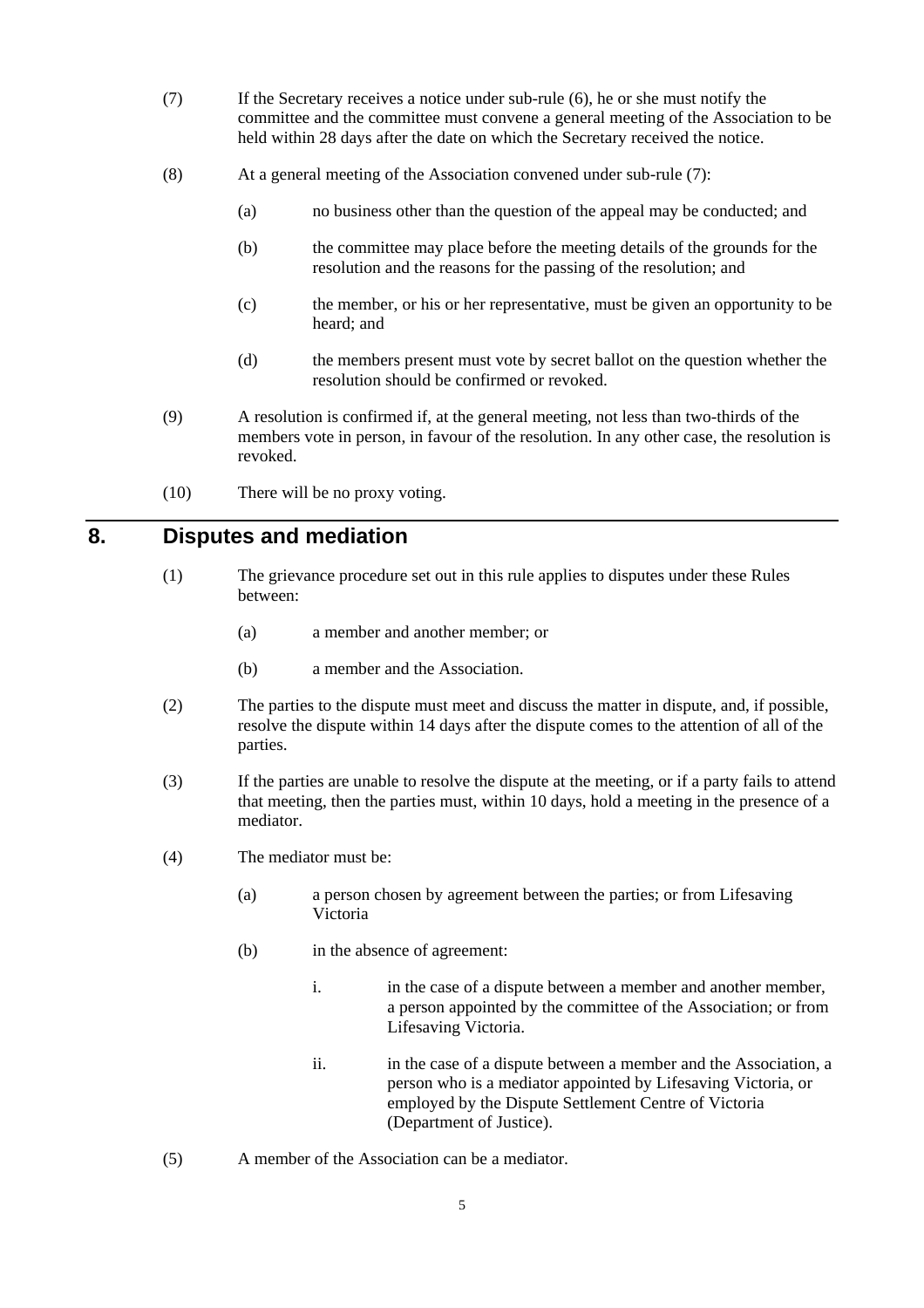(7) If the Secretary receives a notice under sub-rule (6), he or she must notify the committee and the committee must convene a general meeting of the Association to be held within 28 days after the date on which the Secretary received the notice.

(8) At a general meeting of the Association convened under sub-rule (7):

- (a) no business other than the question of the appeal may be conducted; and
- (b) the committee may place before the meeting details of the grounds for the resolution and the reasons for the passing of the resolution; and
- (c) the member, or his or her representative, must be given an opportunity to be heard; and
- (d) the members present must vote by secret ballot on the question whether the resolution should be confirmed or revoked.

(9) A resolution is confirmed if, at the general meeting, not less than two-thirds of the members vote in person, in favour of the resolution. In any other case, the resolution is revoked.

(10) There will be no proxy voting.

## 8. Disputes and mediation

(1) The grievance procedure set out in this rule applies to disputes under these Rules between:

- (a) a member and another member; or
- (b) a member and the Association.

(2) The parties to the dispute must meet and discuss the matter in dispute, and, if possible, resolve the dispute within 14 days after the dispute comes to the attention of all of the parties.

(3) If the parties are unable to resolve the dispute at the meeting, or if a party fails to attend that meeting, then the parties must, within 10 days, hold a meeting in the presence of a mediator.

(4) The mediator must be:

- (a) a person chosen by agreement between the parties; or from Lifesaving Victoria
- (b) in the absence of agreement:
  - i. in the case of a dispute between a member and another member, a person appointed by the committee of the Association; or from Lifesaving Victoria.
  - ii. in the case of a dispute between a member and the Association, a person who is a mediator appointed by Lifesaving Victoria, or employed by the Dispute Settlement Centre of Victoria (Department of Justice).

(5) A member of the Association can be a mediator.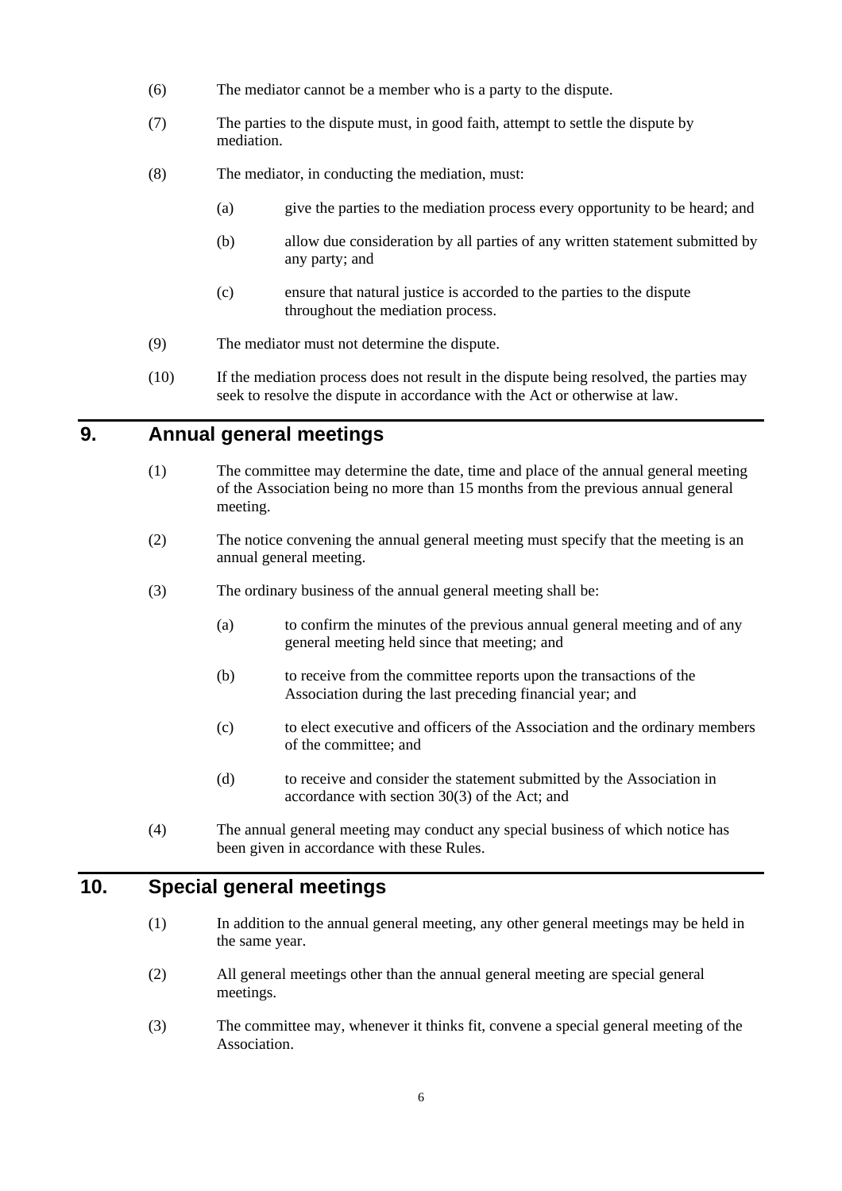(6) The mediator cannot be a member who is a party to the dispute.

(7) The parties to the dispute must, in good faith, attempt to settle the dispute by mediation.

(8) The mediator, in conducting the mediation, must:

   (a) give the parties to the mediation process every opportunity to be heard; and

   (b) allow due consideration by all parties of any written statement submitted by any party; and

   (c) ensure that natural justice is accorded to the parties to the dispute throughout the mediation process.

(9) The mediator must not determine the dispute.

(10) If the mediation process does not result in the dispute being resolved, the parties may seek to resolve the dispute in accordance with the Act or otherwise at law.

## 9. Annual general meetings

(1) The committee may determine the date, time and place of the annual general meeting of the Association being no more than 15 months from the previous annual general meeting.

(2) The notice convening the annual general meeting must specify that the meeting is an annual general meeting.

(3) The ordinary business of the annual general meeting shall be:

   (a) to confirm the minutes of the previous annual general meeting and of any general meeting held since that meeting; and

   (b) to receive from the committee reports upon the transactions of the Association during the last preceding financial year; and

   (c) to elect executive and officers of the Association and the ordinary members of the committee; and

   (d) to receive and consider the statement submitted by the Association in accordance with section 30(3) of the Act; and

(4) The annual general meeting may conduct any special business of which notice has been given in accordance with these Rules.

## 10. Special general meetings

(1) In addition to the annual general meeting, any other general meetings may be held in the same year.

(2) All general meetings other than the annual general meeting are special general meetings.

(3) The committee may, whenever it thinks fit, convene a special general meeting of the Association.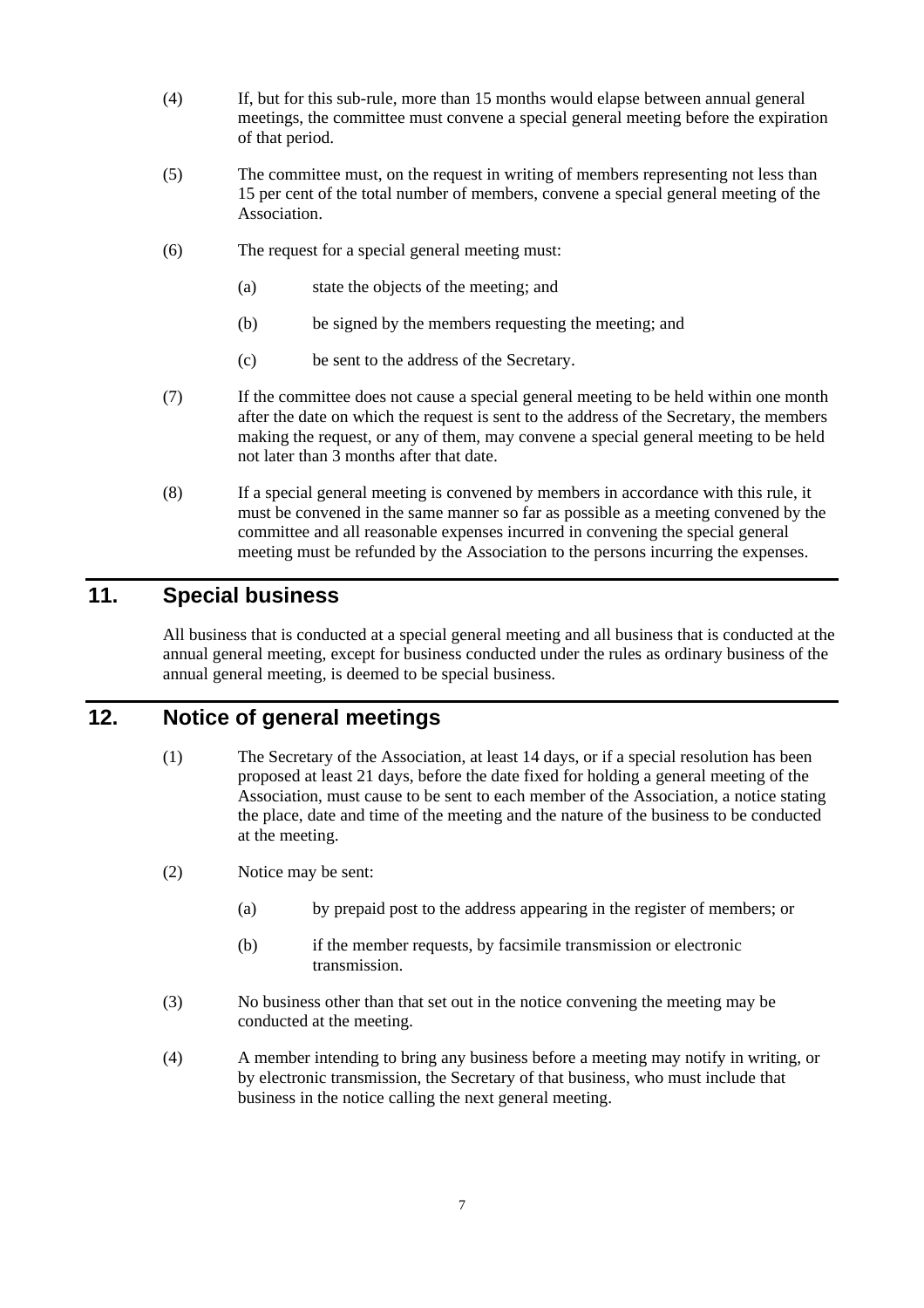(4) If, but for this sub-rule, more than 15 months would elapse between annual general meetings, the committee must convene a special general meeting before the expiration of that period.

(5) The committee must, on the request in writing of members representing not less than 15 per cent of the total number of members, convene a special general meeting of the Association.

(6) The request for a special general meeting must:

   (a) state the objects of the meeting; and

   (b) be signed by the members requesting the meeting; and

   (c) be sent to the address of the Secretary.

(7) If the committee does not cause a special general meeting to be held within one month after the date on which the request is sent to the address of the Secretary, the members making the request, or any of them, may convene a special general meeting to be held not later than 3 months after that date.

(8) If a special general meeting is convened by members in accordance with this rule, it must be convened in the same manner so far as possible as a meeting convened by the committee and all reasonable expenses incurred in convening the special general meeting must be refunded by the Association to the persons incurring the expenses.

## 11. Special business

All business that is conducted at a special general meeting and all business that is conducted at the annual general meeting, except for business conducted under the rules as ordinary business of the annual general meeting, is deemed to be special business.

## 12. Notice of general meetings

(1) The Secretary of the Association, at least 14 days, or if a special resolution has been proposed at least 21 days, before the date fixed for holding a general meeting of the Association, must cause to be sent to each member of the Association, a notice stating the place, date and time of the meeting and the nature of the business to be conducted at the meeting.

(2) Notice may be sent:

   (a) by prepaid post to the address appearing in the register of members; or

   (b) if the member requests, by facsimile transmission or electronic transmission.

(3) No business other than that set out in the notice convening the meeting may be conducted at the meeting.

(4) A member intending to bring any business before a meeting may notify in writing, or by electronic transmission, the Secretary of that business, who must include that business in the notice calling the next general meeting.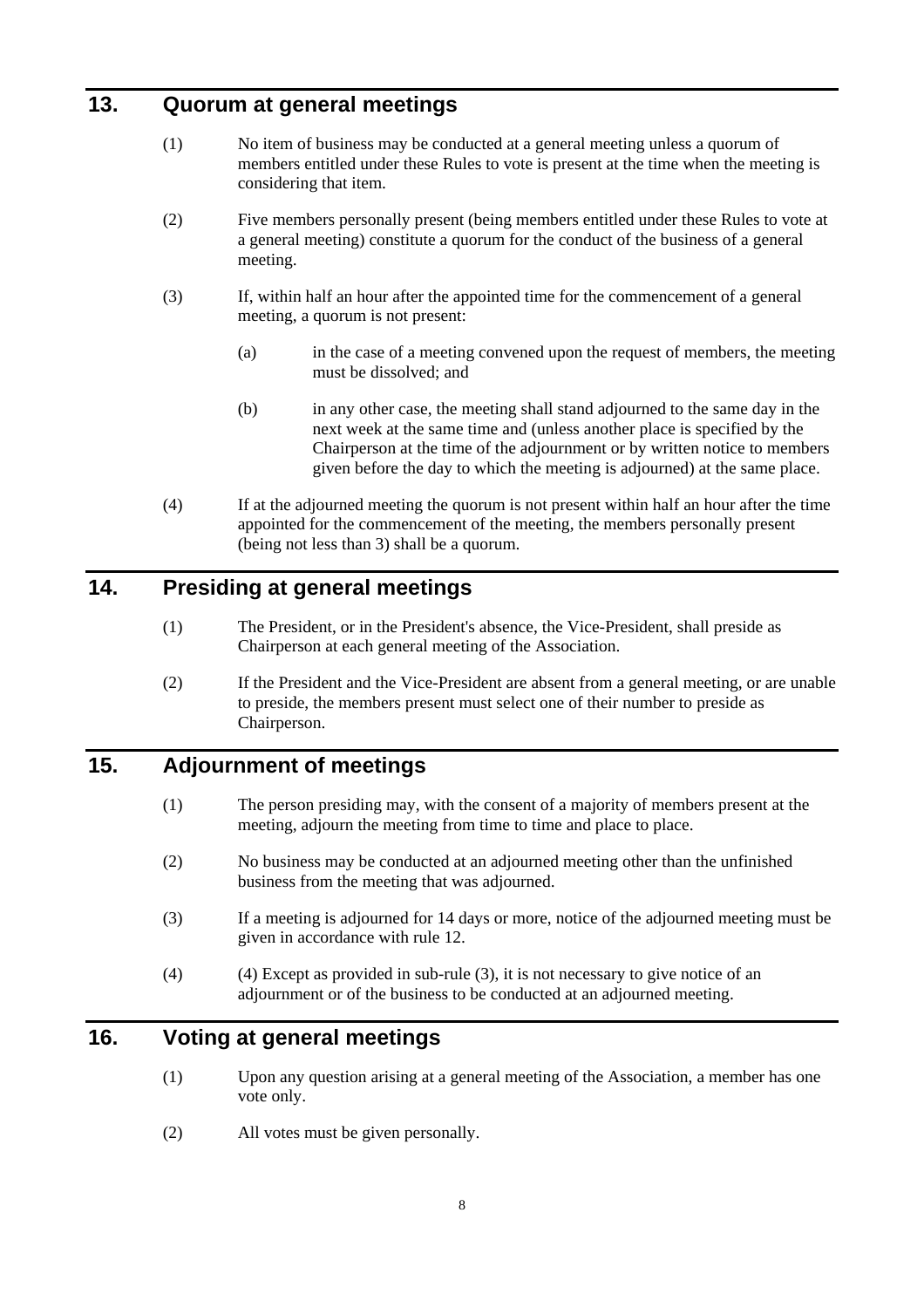## 13. Quorum at general meetings

(1) No item of business may be conducted at a general meeting unless a quorum of members entitled under these Rules to vote is present at the time when the meeting is considering that item.

(2) Five members personally present (being members entitled under these Rules to vote at a general meeting) constitute a quorum for the conduct of the business of a general meeting.

(3) If, within half an hour after the appointed time for the commencement of a general meeting, a quorum is not present:

(a) in the case of a meeting convened upon the request of members, the meeting must be dissolved; and

(b) in any other case, the meeting shall stand adjourned to the same day in the next week at the same time and (unless another place is specified by the Chairperson at the time of the adjournment or by written notice to members given before the day to which the meeting is adjourned) at the same place.

(4) If at the adjourned meeting the quorum is not present within half an hour after the time appointed for the commencement of the meeting, the members personally present (being not less than 3) shall be a quorum.

## 14. Presiding at general meetings

(1) The President, or in the President's absence, the Vice-President, shall preside as Chairperson at each general meeting of the Association.

(2) If the President and the Vice-President are absent from a general meeting, or are unable to preside, the members present must select one of their number to preside as Chairperson.

## 15. Adjournment of meetings

(1) The person presiding may, with the consent of a majority of members present at the meeting, adjourn the meeting from time to time and place to place.

(2) No business may be conducted at an adjourned meeting other than the unfinished business from the meeting that was adjourned.

(3) If a meeting is adjourned for 14 days or more, notice of the adjourned meeting must be given in accordance with rule 12.

(4) (4) Except as provided in sub-rule (3), it is not necessary to give notice of an adjournment or of the business to be conducted at an adjourned meeting.

## 16. Voting at general meetings

(1) Upon any question arising at a general meeting of the Association, a member has one vote only.

(2) All votes must be given personally.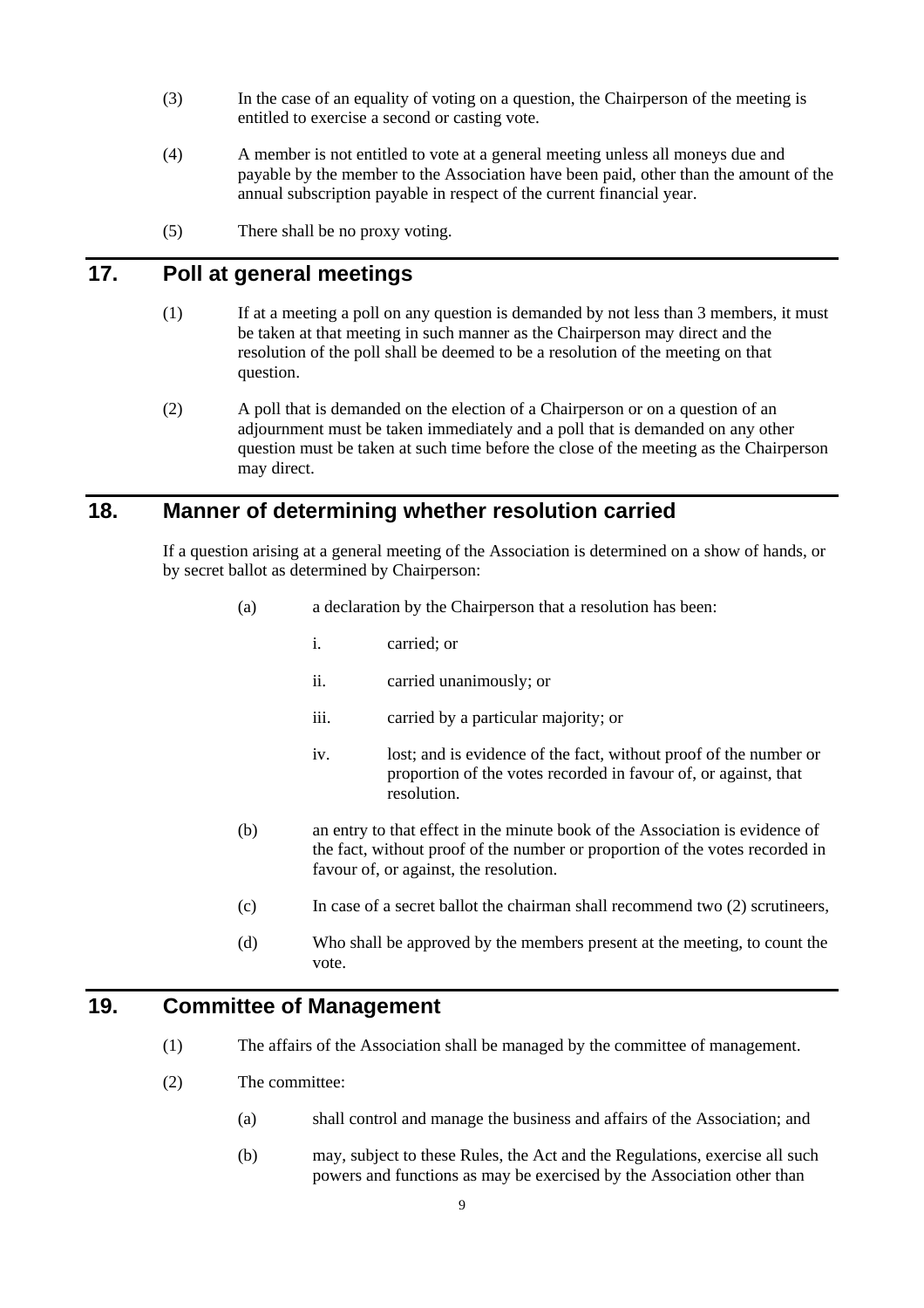(3) In the case of an equality of voting on a question, the Chairperson of the meeting is entitled to exercise a second or casting vote.

(4) A member is not entitled to vote at a general meeting unless all moneys due and payable by the member to the Association have been paid, other than the amount of the annual subscription payable in respect of the current financial year.

(5) There shall be no proxy voting.

## 17. Poll at general meetings

(1) If at a meeting a poll on any question is demanded by not less than 3 members, it must be taken at that meeting in such manner as the Chairperson may direct and the resolution of the poll shall be deemed to be a resolution of the meeting on that question.

(2) A poll that is demanded on the election of a Chairperson or on a question of an adjournment must be taken immediately and a poll that is demanded on any other question must be taken at such time before the close of the meeting as the Chairperson may direct.

## 18. Manner of determining whether resolution carried

If a question arising at a general meeting of the Association is determined on a show of hands, or by secret ballot as determined by Chairperson:

(a) a declaration by the Chairperson that a resolution has been:

i. carried; or

ii. carried unanimously; or

iii. carried by a particular majority; or

iv. lost; and is evidence of the fact, without proof of the number or proportion of the votes recorded in favour of, or against, that resolution.

(b) an entry to that effect in the minute book of the Association is evidence of the fact, without proof of the number or proportion of the votes recorded in favour of, or against, the resolution.

(c) In case of a secret ballot the chairman shall recommend two (2) scrutineers,

(d) Who shall be approved by the members present at the meeting, to count the vote.

## 19. Committee of Management

(1) The affairs of the Association shall be managed by the committee of management.

(2) The committee:

(a) shall control and manage the business and affairs of the Association; and

(b) may, subject to these Rules, the Act and the Regulations, exercise all such powers and functions as may be exercised by the Association other than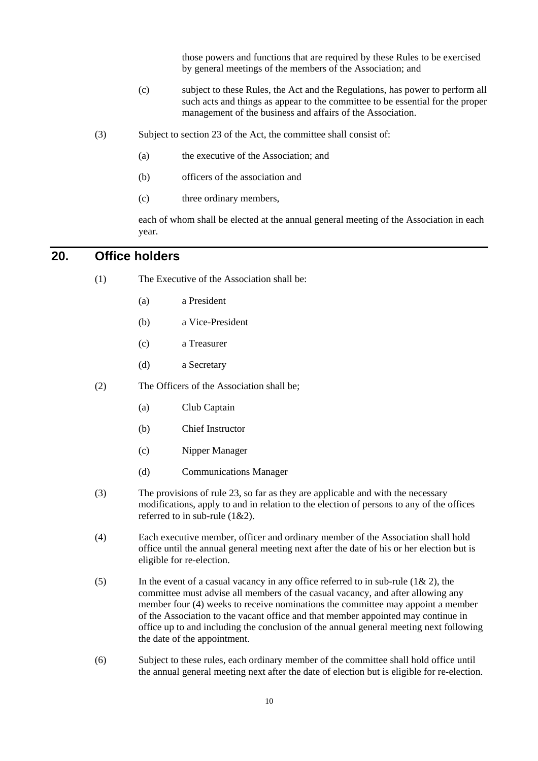those powers and functions that are required by these Rules to be exercised by general meetings of the members of the Association; and

(c) subject to these Rules, the Act and the Regulations, has power to perform all such acts and things as appear to the committee to be essential for the proper management of the business and affairs of the Association.

(3) Subject to section 23 of the Act, the committee shall consist of:

(a) the executive of the Association; and

(b) officers of the association and

(c) three ordinary members,

each of whom shall be elected at the annual general meeting of the Association in each year.

## 20. Office holders

(1) The Executive of the Association shall be:

(a) a President

(b) a Vice-President

(c) a Treasurer

(d) a Secretary

(2) The Officers of the Association shall be;

(a) Club Captain

(b) Chief Instructor

(c) Nipper Manager

(d) Communications Manager

(3) The provisions of rule 23, so far as they are applicable and with the necessary modifications, apply to and in relation to the election of persons to any of the offices referred to in sub-rule (1&2).

(4) Each executive member, officer and ordinary member of the Association shall hold office until the annual general meeting next after the date of his or her election but is eligible for re-election.

(5) In the event of a casual vacancy in any office referred to in sub-rule (1& 2), the committee must advise all members of the casual vacancy, and after allowing any member four (4) weeks to receive nominations the committee may appoint a member of the Association to the vacant office and that member appointed may continue in office up to and including the conclusion of the annual general meeting next following the date of the appointment.

(6) Subject to these rules, each ordinary member of the committee shall hold office until the annual general meeting next after the date of election but is eligible for re-election.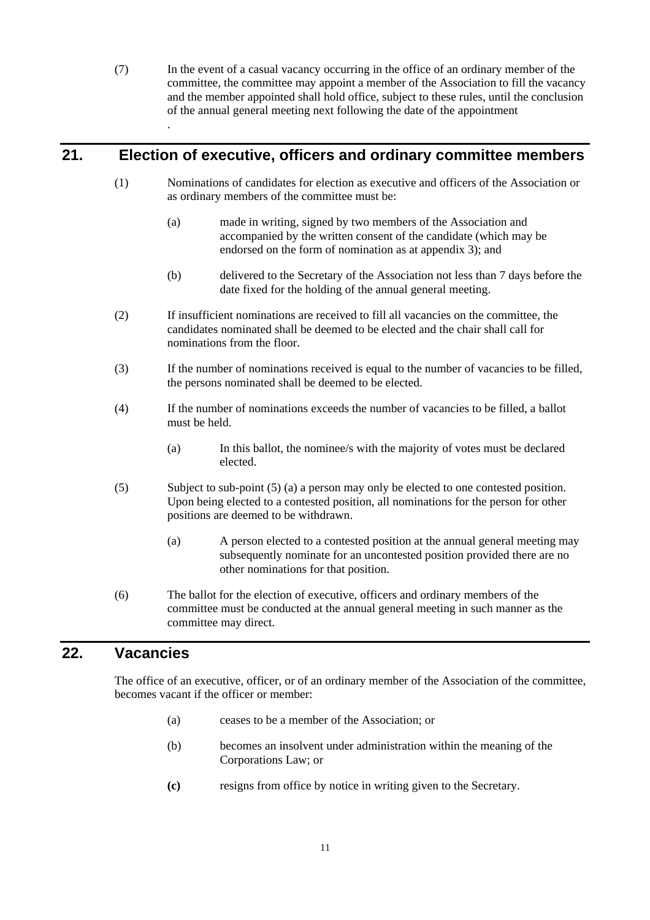(7) In the event of a casual vacancy occurring in the office of an ordinary member of the committee, the committee may appoint a member of the Association to fill the vacancy and the member appointed shall hold office, subject to these rules, until the conclusion of the annual general meeting next following the date of the appointment

.

## 21. Election of executive, officers and ordinary committee members

(1) Nominations of candidates for election as executive and officers of the Association or as ordinary members of the committee must be:

(a) made in writing, signed by two members of the Association and accompanied by the written consent of the candidate (which may be endorsed on the form of nomination as at appendix 3); and

(b) delivered to the Secretary of the Association not less than 7 days before the date fixed for the holding of the annual general meeting.

(2) If insufficient nominations are received to fill all vacancies on the committee, the candidates nominated shall be deemed to be elected and the chair shall call for nominations from the floor.

(3) If the number of nominations received is equal to the number of vacancies to be filled, the persons nominated shall be deemed to be elected.

(4) If the number of nominations exceeds the number of vacancies to be filled, a ballot must be held.

(a) In this ballot, the nominee/s with the majority of votes must be declared elected.

(5) Subject to sub-point (5) (a) a person may only be elected to one contested position. Upon being elected to a contested position, all nominations for the person for other positions are deemed to be withdrawn.

(a) A person elected to a contested position at the annual general meeting may subsequently nominate for an uncontested position provided there are no other nominations for that position.

(6) The ballot for the election of executive, officers and ordinary members of the committee must be conducted at the annual general meeting in such manner as the committee may direct.

## 22. Vacancies

The office of an executive, officer, or of an ordinary member of the Association of the committee, becomes vacant if the officer or member:

(a) ceases to be a member of the Association; or

(b) becomes an insolvent under administration within the meaning of the Corporations Law; or

**(c)** resigns from office by notice in writing given to the Secretary.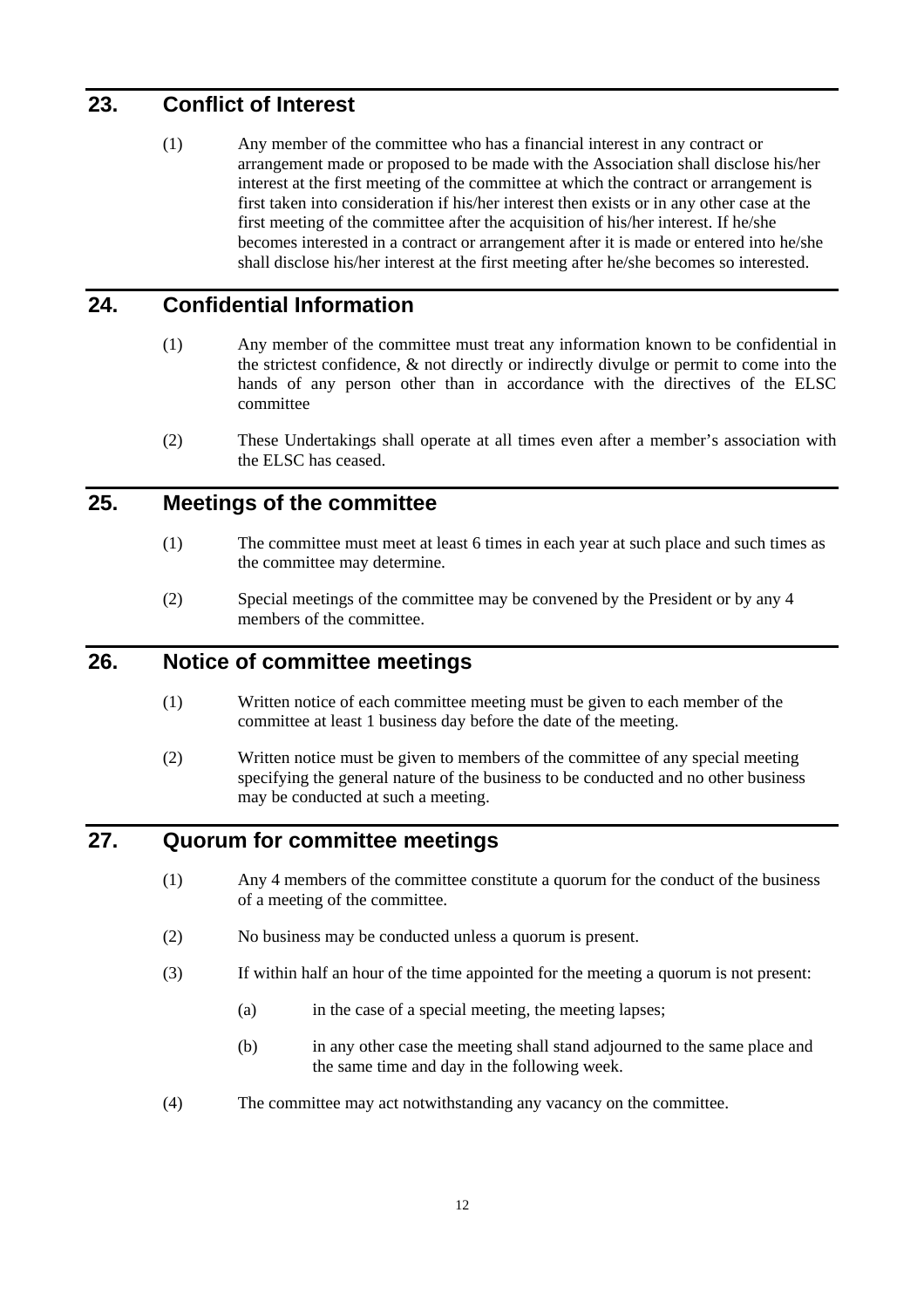## 23. Conflict of Interest

(1) Any member of the committee who has a financial interest in any contract or arrangement made or proposed to be made with the Association shall disclose his/her interest at the first meeting of the committee at which the contract or arrangement is first taken into consideration if his/her interest then exists or in any other case at the first meeting of the committee after the acquisition of his/her interest. If he/she becomes interested in a contract or arrangement after it is made or entered into he/she shall disclose his/her interest at the first meeting after he/she becomes so interested.

## 24. Confidential Information

(1) Any member of the committee must treat any information known to be confidential in the strictest confidence, & not directly or indirectly divulge or permit to come into the hands of any person other than in accordance with the directives of the ELSC committee

(2) These Undertakings shall operate at all times even after a member's association with the ELSC has ceased.

## 25. Meetings of the committee

(1) The committee must meet at least 6 times in each year at such place and such times as the committee may determine.

(2) Special meetings of the committee may be convened by the President or by any 4 members of the committee.

## 26. Notice of committee meetings

(1) Written notice of each committee meeting must be given to each member of the committee at least 1 business day before the date of the meeting.

(2) Written notice must be given to members of the committee of any special meeting specifying the general nature of the business to be conducted and no other business may be conducted at such a meeting.

## 27. Quorum for committee meetings

(1) Any 4 members of the committee constitute a quorum for the conduct of the business of a meeting of the committee.

(2) No business may be conducted unless a quorum is present.

(3) If within half an hour of the time appointed for the meeting a quorum is not present:

  (a) in the case of a special meeting, the meeting lapses;

  (b) in any other case the meeting shall stand adjourned to the same place and the same time and day in the following week.

(4) The committee may act notwithstanding any vacancy on the committee.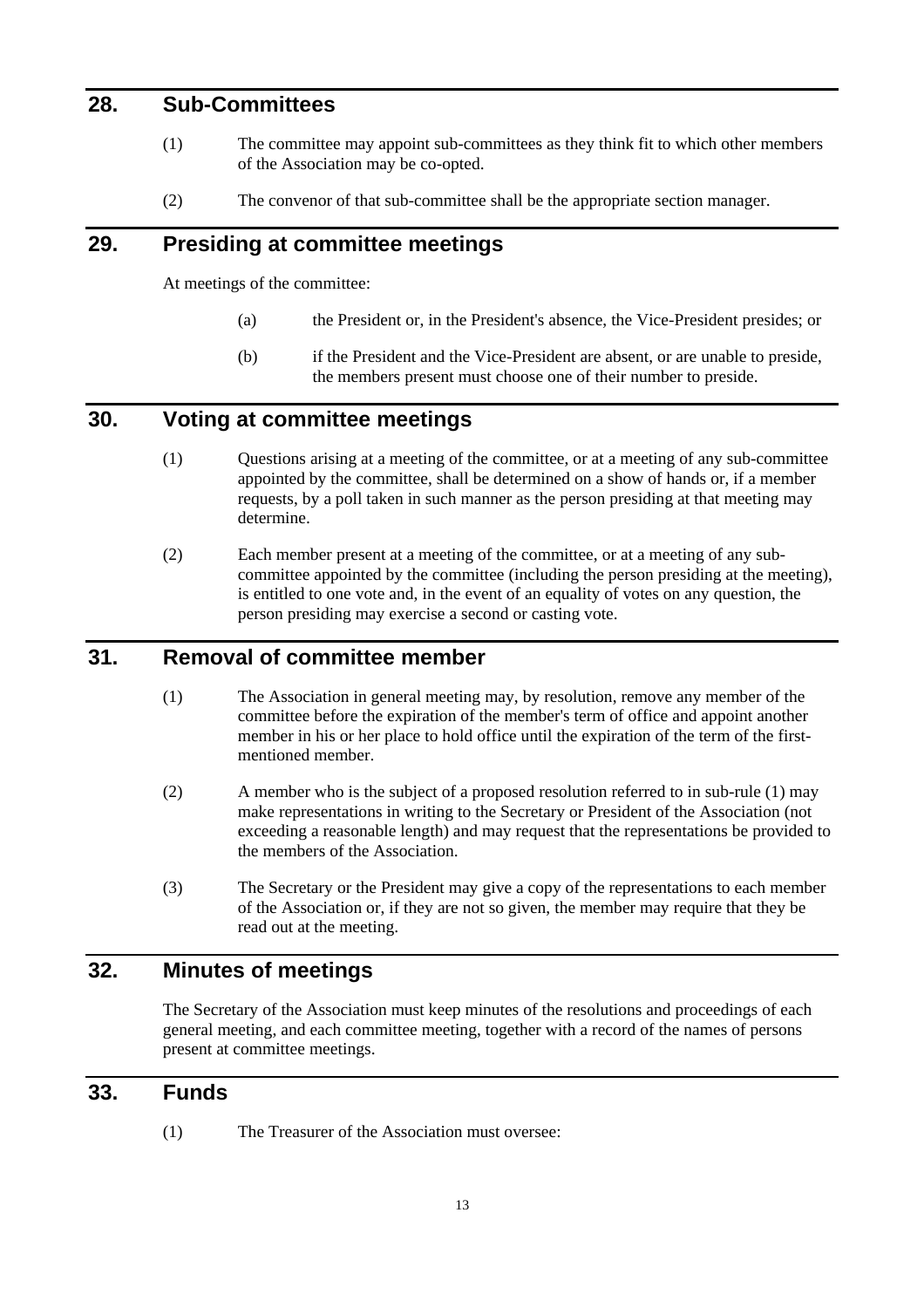## 28. Sub-Committees

(1) The committee may appoint sub-committees as they think fit to which other members of the Association may be co-opted.

(2) The convenor of that sub-committee shall be the appropriate section manager.

## 29. Presiding at committee meetings

At meetings of the committee:

(a) the President or, in the President's absence, the Vice-President presides; or

(b) if the President and the Vice-President are absent, or are unable to preside, the members present must choose one of their number to preside.

## 30. Voting at committee meetings

(1) Questions arising at a meeting of the committee, or at a meeting of any sub-committee appointed by the committee, shall be determined on a show of hands or, if a member requests, by a poll taken in such manner as the person presiding at that meeting may determine.

(2) Each member present at a meeting of the committee, or at a meeting of any sub-committee appointed by the committee (including the person presiding at the meeting), is entitled to one vote and, in the event of an equality of votes on any question, the person presiding may exercise a second or casting vote.

## 31. Removal of committee member

(1) The Association in general meeting may, by resolution, remove any member of the committee before the expiration of the member's term of office and appoint another member in his or her place to hold office until the expiration of the term of the first-mentioned member.

(2) A member who is the subject of a proposed resolution referred to in sub-rule (1) may make representations in writing to the Secretary or President of the Association (not exceeding a reasonable length) and may request that the representations be provided to the members of the Association.

(3) The Secretary or the President may give a copy of the representations to each member of the Association or, if they are not so given, the member may require that they be read out at the meeting.

## 32. Minutes of meetings

The Secretary of the Association must keep minutes of the resolutions and proceedings of each general meeting, and each committee meeting, together with a record of the names of persons present at committee meetings.

## 33. Funds

(1) The Treasurer of the Association must oversee: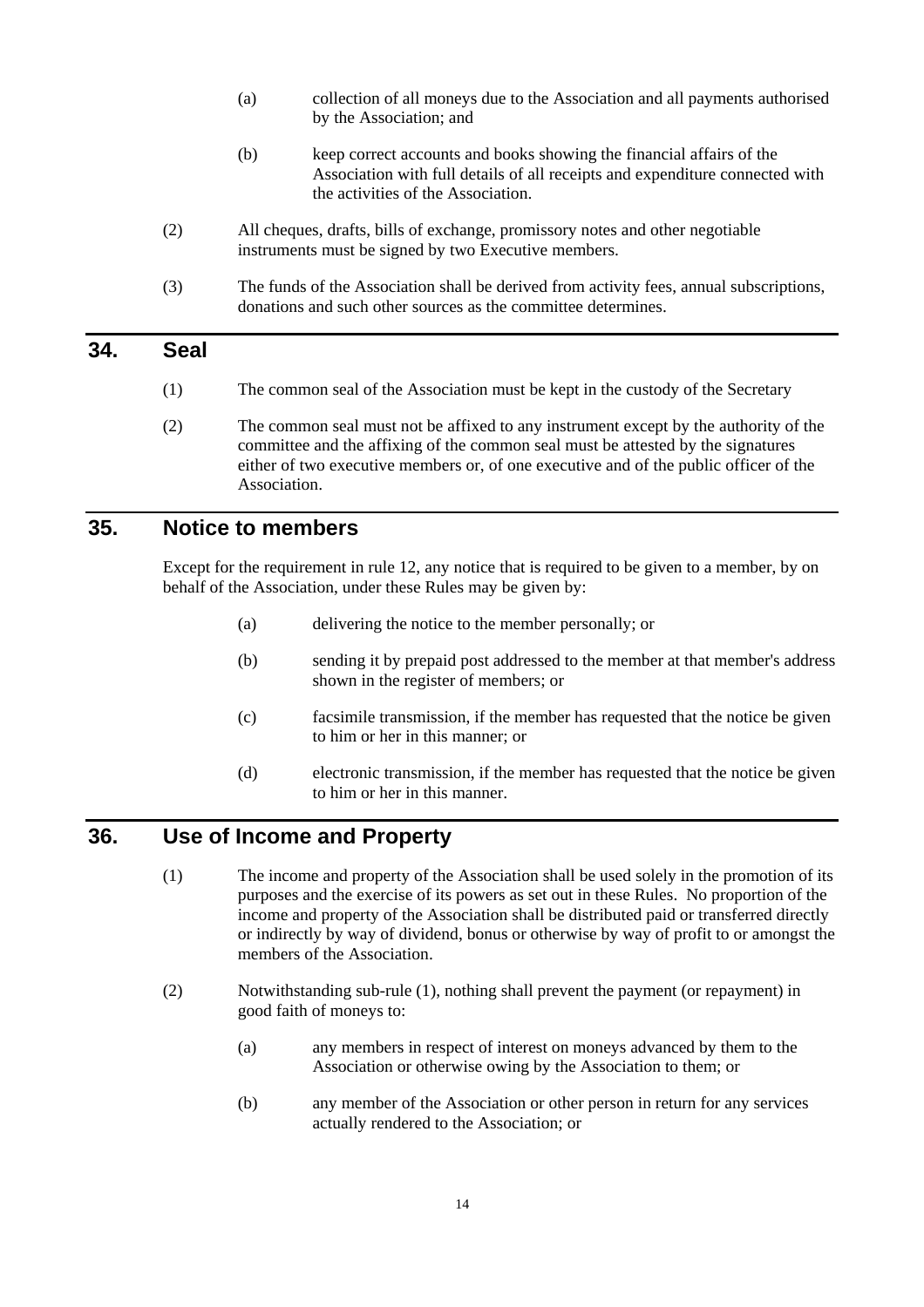(a) collection of all moneys due to the Association and all payments authorised by the Association; and

(b) keep correct accounts and books showing the financial affairs of the Association with full details of all receipts and expenditure connected with the activities of the Association.

(2) All cheques, drafts, bills of exchange, promissory notes and other negotiable instruments must be signed by two Executive members.

(3) The funds of the Association shall be derived from activity fees, annual subscriptions, donations and such other sources as the committee determines.

## 34. Seal

(1) The common seal of the Association must be kept in the custody of the Secretary

(2) The common seal must not be affixed to any instrument except by the authority of the committee and the affixing of the common seal must be attested by the signatures either of two executive members or, of one executive and of the public officer of the Association.

## 35. Notice to members

Except for the requirement in rule 12, any notice that is required to be given to a member, by on behalf of the Association, under these Rules may be given by:

(a) delivering the notice to the member personally; or

(b) sending it by prepaid post addressed to the member at that member's address shown in the register of members; or

(c) facsimile transmission, if the member has requested that the notice be given to him or her in this manner; or

(d) electronic transmission, if the member has requested that the notice be given to him or her in this manner.

## 36. Use of Income and Property

(1) The income and property of the Association shall be used solely in the promotion of its purposes and the exercise of its powers as set out in these Rules. No proportion of the income and property of the Association shall be distributed paid or transferred directly or indirectly by way of dividend, bonus or otherwise by way of profit to or amongst the members of the Association.

(2) Notwithstanding sub-rule (1), nothing shall prevent the payment (or repayment) in good faith of moneys to:

(a) any members in respect of interest on moneys advanced by them to the Association or otherwise owing by the Association to them; or

(b) any member of the Association or other person in return for any services actually rendered to the Association; or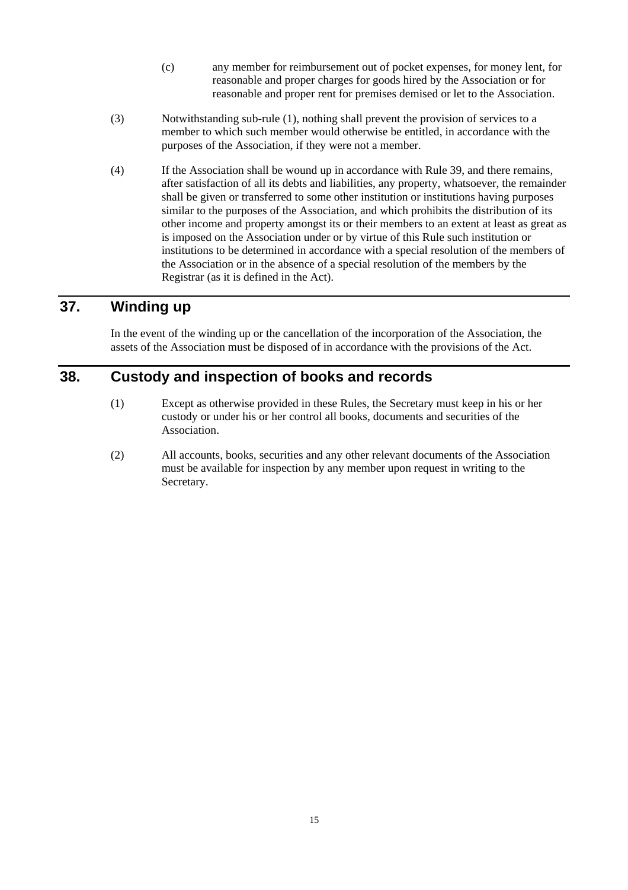(c) any member for reimbursement out of pocket expenses, for money lent, for reasonable and proper charges for goods hired by the Association or for reasonable and proper rent for premises demised or let to the Association.

(3) Notwithstanding sub-rule (1), nothing shall prevent the provision of services to a member to which such member would otherwise be entitled, in accordance with the purposes of the Association, if they were not a member.

(4) If the Association shall be wound up in accordance with Rule 39, and there remains, after satisfaction of all its debts and liabilities, any property, whatsoever, the remainder shall be given or transferred to some other institution or institutions having purposes similar to the purposes of the Association, and which prohibits the distribution of its other income and property amongst its or their members to an extent at least as great as is imposed on the Association under or by virtue of this Rule such institution or institutions to be determined in accordance with a special resolution of the members of the Association or in the absence of a special resolution of the members by the Registrar (as it is defined in the Act).

## 37. Winding up

In the event of the winding up or the cancellation of the incorporation of the Association, the assets of the Association must be disposed of in accordance with the provisions of the Act.

## 38. Custody and inspection of books and records

(1) Except as otherwise provided in these Rules, the Secretary must keep in his or her custody or under his or her control all books, documents and securities of the Association.

(2) All accounts, books, securities and any other relevant documents of the Association must be available for inspection by any member upon request in writing to the Secretary.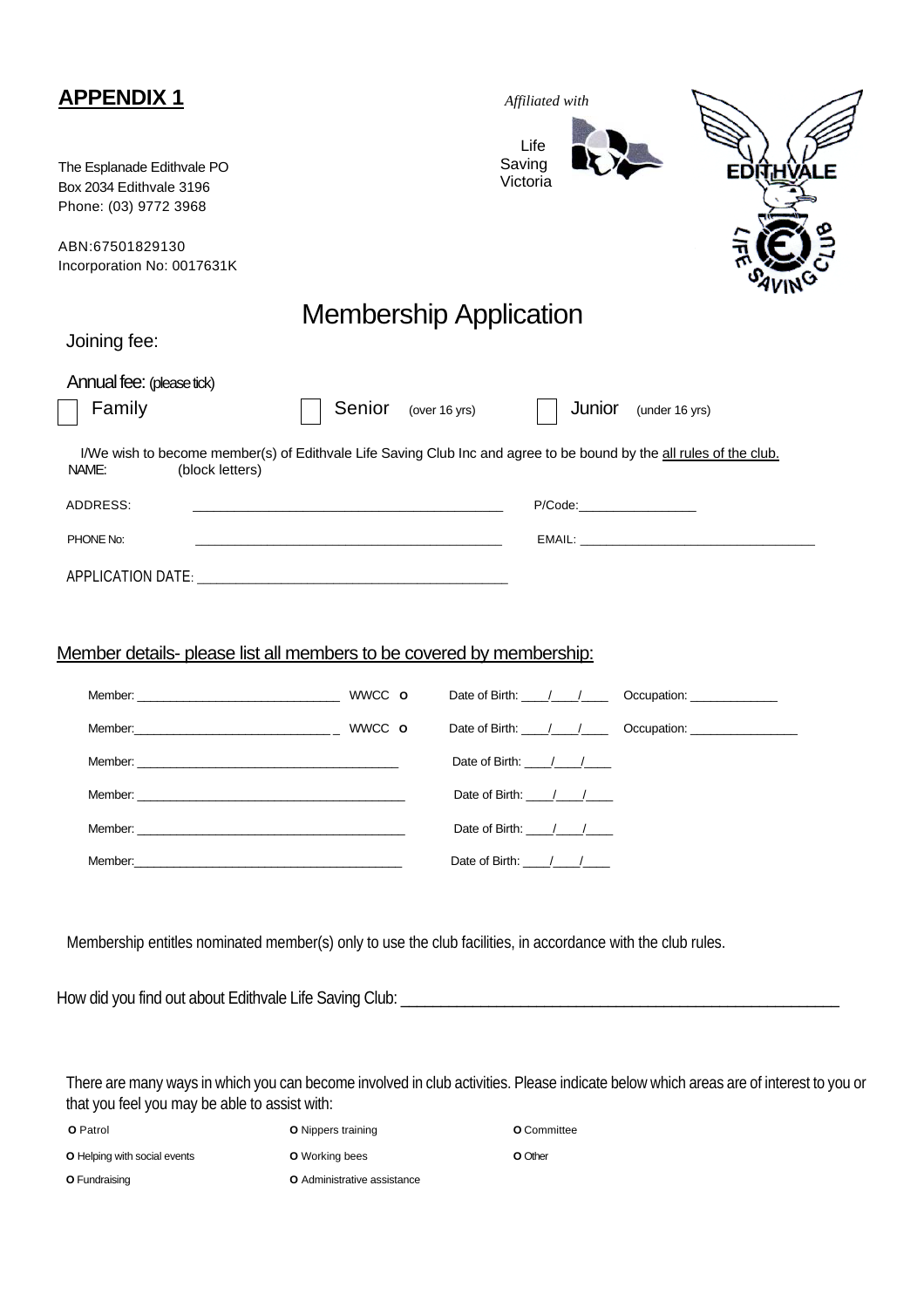# APPENDIX 1

*Affiliated with*

Life Saving Victoria

The Esplanade Edithvale PO Box 2034 Edithvale 3196
Phone: (03) 9772 3968

ABN:67501829130
Incorporation No: 0017631K

EDITHVALE LIFE SAVING CLUB

## Membership Application

Joining fee:

Annual fee: (please tick)

☐ Family ☐ Senior (over 16 yrs) ☐ Junior (under 16 yrs)

I/We wish to become member(s) of Edithvale Life Saving Club Inc and agree to be bound by the all rules of the club.

NAME: (block letters)

ADDRESS: ________________________________________ P/Code:________________

PHONE No: ________________________________________ EMAIL: ________________________________

APPLICATION DATE: ________________________________________

Member details- please list all members to be covered by membership:

Member: ____________________________ WWCC O Date of Birth: ____/____/____ Occupation: ____________

Member:____________________________ _ WWCC O Date of Birth: ____/____/____ Occupation: _______________

Member: ______________________________________ Date of Birth: ____/____/____

Member: ______________________________________ Date of Birth: ____/____/____

Member: ______________________________________ Date of Birth: ____/____/____

Member:______________________________________ Date of Birth: ____/____/____

Membership entitles nominated member(s) only to use the club facilities, in accordance with the club rules.

How did you find out about Edithvale Life Saving Club: ____________________________________________________

There are many ways in which you can become involved in club activities. Please indicate below which areas are of interest to you or that you feel you may be able to assist with:

O Patrol O Nippers training O Committee

O Helping with social events O Working bees O Other

O Fundraising O Administrative assistance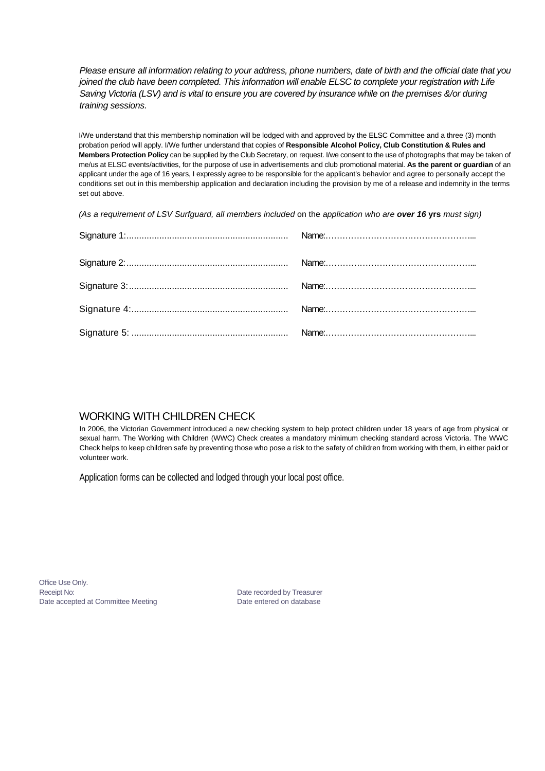*Please ensure all information relating to your address, phone numbers, date of birth and the official date that you joined the club have been completed. This information will enable ELSC to complete your registration with Life Saving Victoria (LSV) and is vital to ensure you are covered by insurance while on the premises &/or during training sessions.*

I/We understand that this membership nomination will be lodged with and approved by the ELSC Committee and a three (3) month probation period will apply. I/We further understand that copies of **Responsible Alcohol Policy, Club Constitution & Rules and Members Protection Policy** can be supplied by the Club Secretary, on request. I/we consent to the use of photographs that may be taken of me/us at ELSC events/activities, for the purpose of use in advertisements and club promotional material. **As the parent or guardian** of an applicant under the age of 16 years, I expressly agree to be responsible for the applicant's behavior and agree to personally accept the conditions set out in this membership application and declaration including the provision by me of a release and indemnity in the terms set out above.

*(As a requirement of LSV Surfguard, all members included* on the *application who are **over 16*** **yrs** *must sign)*

Signature 1:............................................................... Name:……………………………………………...

Signature 2:............................................................... Name:……………………………………………...

Signature 3:............................................................... Name:……………………………………………...

Signature 4:............................................................... Name:……………………………………………...

Signature 5: ............................................................. Name:……………………………………………...

## WORKING WITH CHILDREN CHECK

In 2006, the Victorian Government introduced a new checking system to help protect children under 18 years of age from physical or sexual harm. The Working with Children (WWC) Check creates a mandatory minimum checking standard across Victoria. The WWC Check helps to keep children safe by preventing those who pose a risk to the safety of children from working with them, in either paid or volunteer work.

Application forms can be collected and lodged through your local post office.

Office Use Only.

Receipt No: Date recorded by Treasurer

Date accepted at Committee Meeting Date entered on database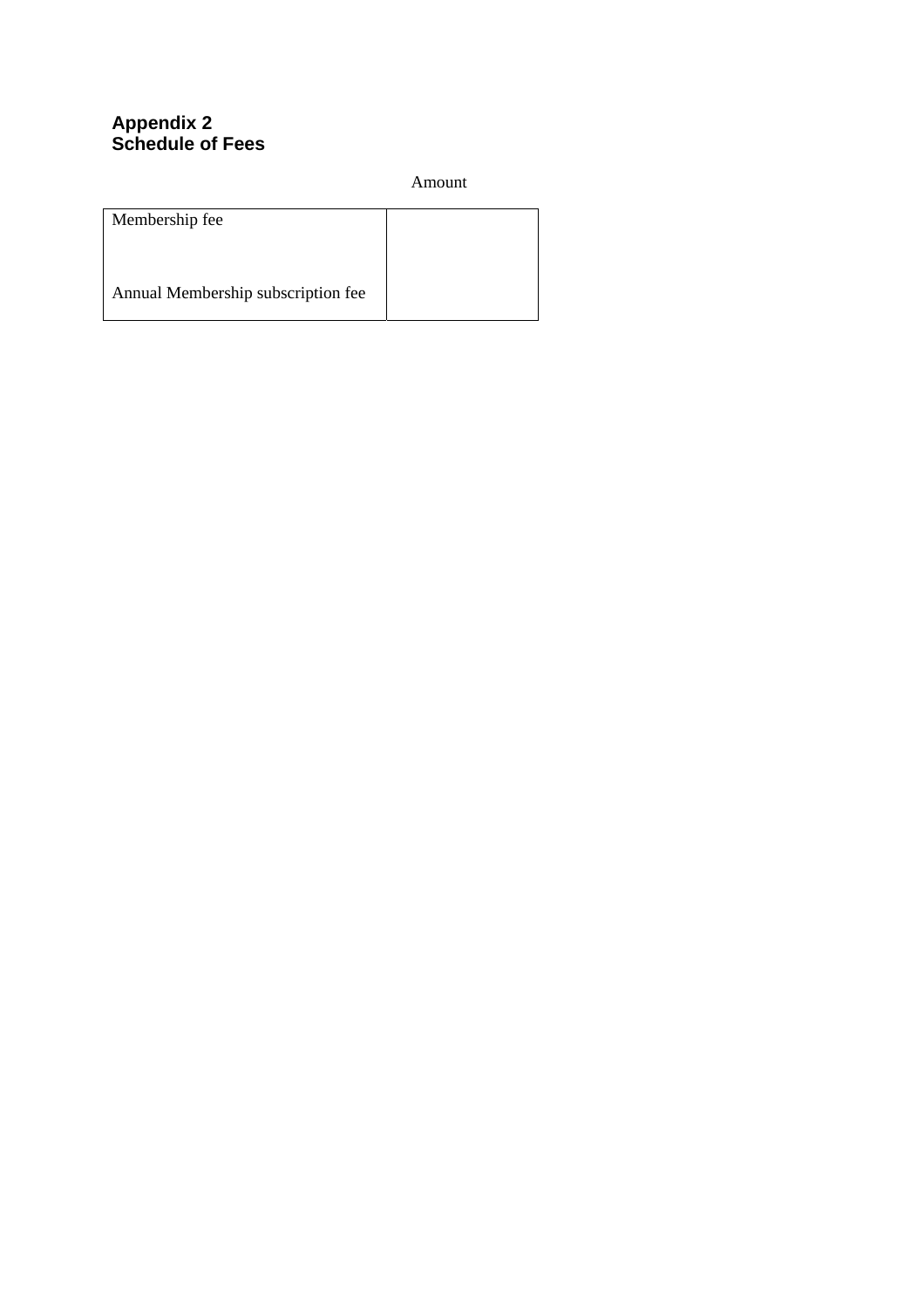**Appendix 2**
**Schedule of Fees**

| | Amount |
|---|---|
| Membership fee | |
| Annual Membership subscription fee | |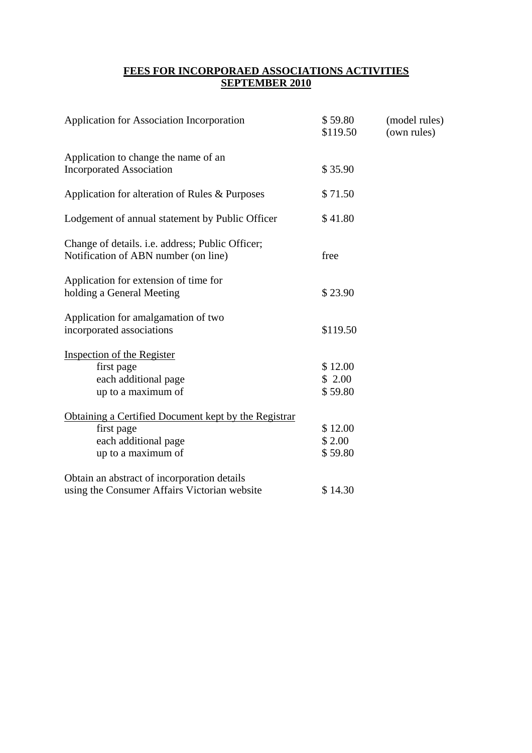**FEES FOR INCORPORAED ASSOCIATIONS ACTIVITIES**
**SEPTEMBER 2010**

| | | |
|---|---|---|
| Application for Association Incorporation | \$ 59.80<br>\$119.50 | (model rules)<br>(own rules) |
| Application to change the name of an Incorporated Association | \$ 35.90 | |
| Application for alteration of Rules & Purposes | \$ 71.50 | |
| Lodgement of annual statement by Public Officer | \$ 41.80 | |
| Change of details. i.e. address; Public Officer; Notification of ABN number (on line) | free | |
| Application for extension of time for holding a General Meeting | \$ 23.90 | |
| Application for amalgamation of two incorporated associations | \$119.50 | |
| Inspection of the Register | | |
| first page | \$ 12.00 | |
| each additional page | \$ 2.00 | |
| up to a maximum of | \$ 59.80 | |
| Obtaining a Certified Document kept by the Registrar | | |
| first page | \$ 12.00 | |
| each additional page | \$ 2.00 | |
| up to a maximum of | \$ 59.80 | |
| Obtain an abstract of incorporation details using the Consumer Affairs Victorian website | \$ 14.30 | |